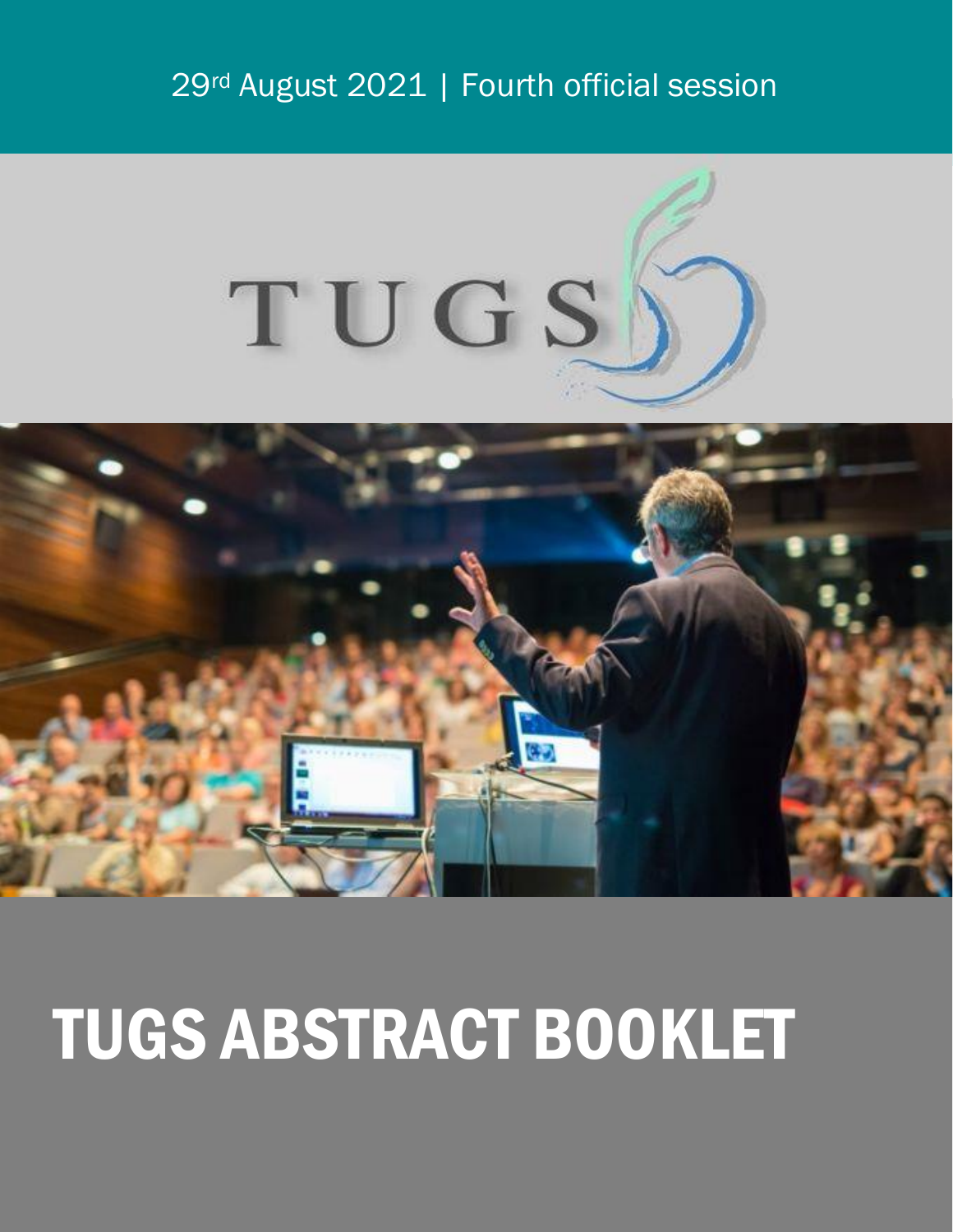29th August 2021 | Fourth official session

TUGS

# TUGS ABSTRACT BOOKLET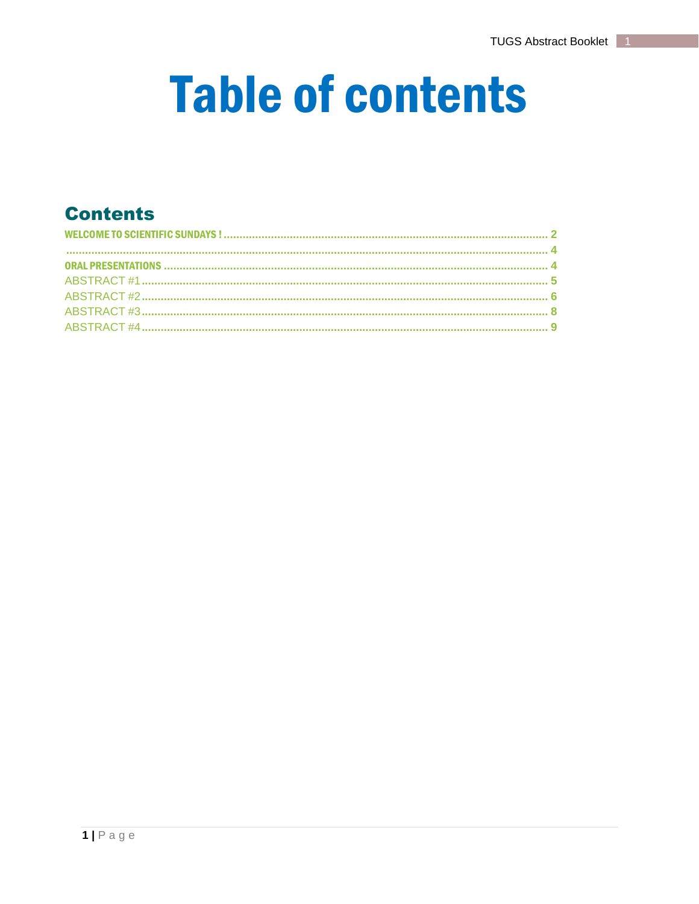# Table of contents

## Contents

WELCOME TO SCIENTIFIC SUNDAYS ! .......... 2

.......... 4

ORAL PRESENTATIONS .......... 4

ABSTRACT #1 .......... 5

ABSTRACT #2 .......... 6

ABSTRACT #3 .......... 8

ABSTRACT #4 .......... 9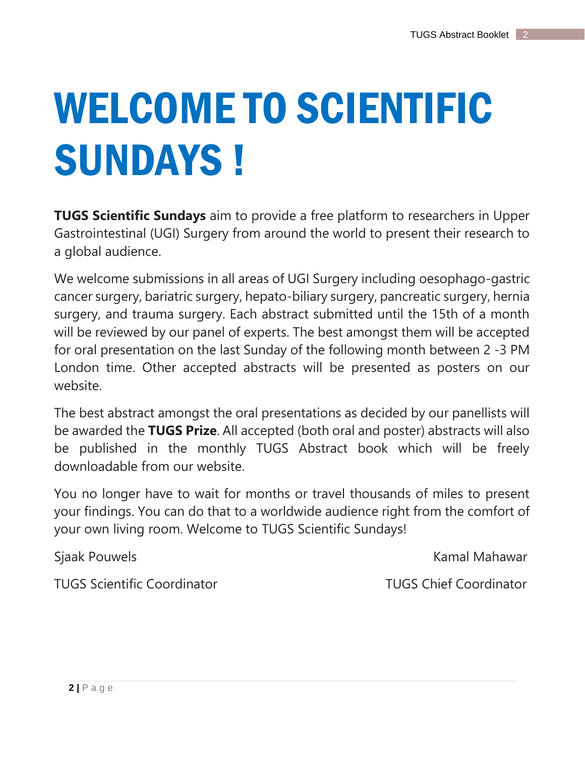# WELCOME TO SCIENTIFIC SUNDAYS !

**TUGS Scientific Sundays** aim to provide a free platform to researchers in Upper Gastrointestinal (UGI) Surgery from around the world to present their research to a global audience.

We welcome submissions in all areas of UGI Surgery including oesophago-gastric cancer surgery, bariatric surgery, hepato-biliary surgery, pancreatic surgery, hernia surgery, and trauma surgery. Each abstract submitted until the 15th of a month will be reviewed by our panel of experts. The best amongst them will be accepted for oral presentation on the last Sunday of the following month between 2 -3 PM London time. Other accepted abstracts will be presented as posters on our website.

The best abstract amongst the oral presentations as decided by our panellists will be awarded the **TUGS Prize**. All accepted (both oral and poster) abstracts will also be published in the monthly TUGS Abstract book which will be freely downloadable from our website.

You no longer have to wait for months or travel thousands of miles to present your findings. You can do that to a worldwide audience right from the comfort of your own living room. Welcome to TUGS Scientific Sundays!

Sjaak Pouwels
TUGS Scientific Coordinator

Kamal Mahawar
TUGS Chief Coordinator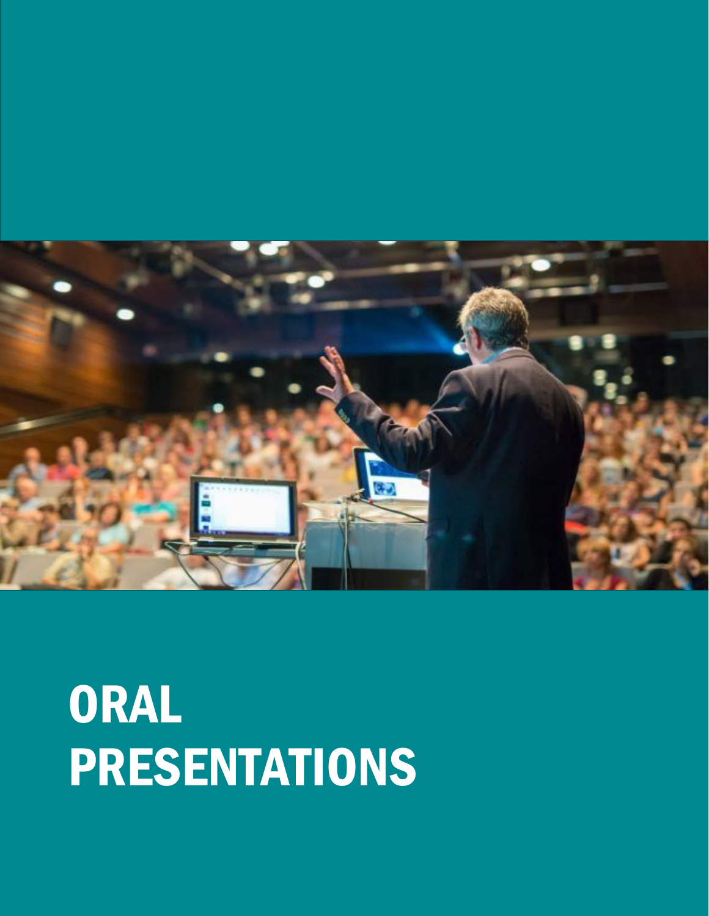# ORAL PRESENTATIONS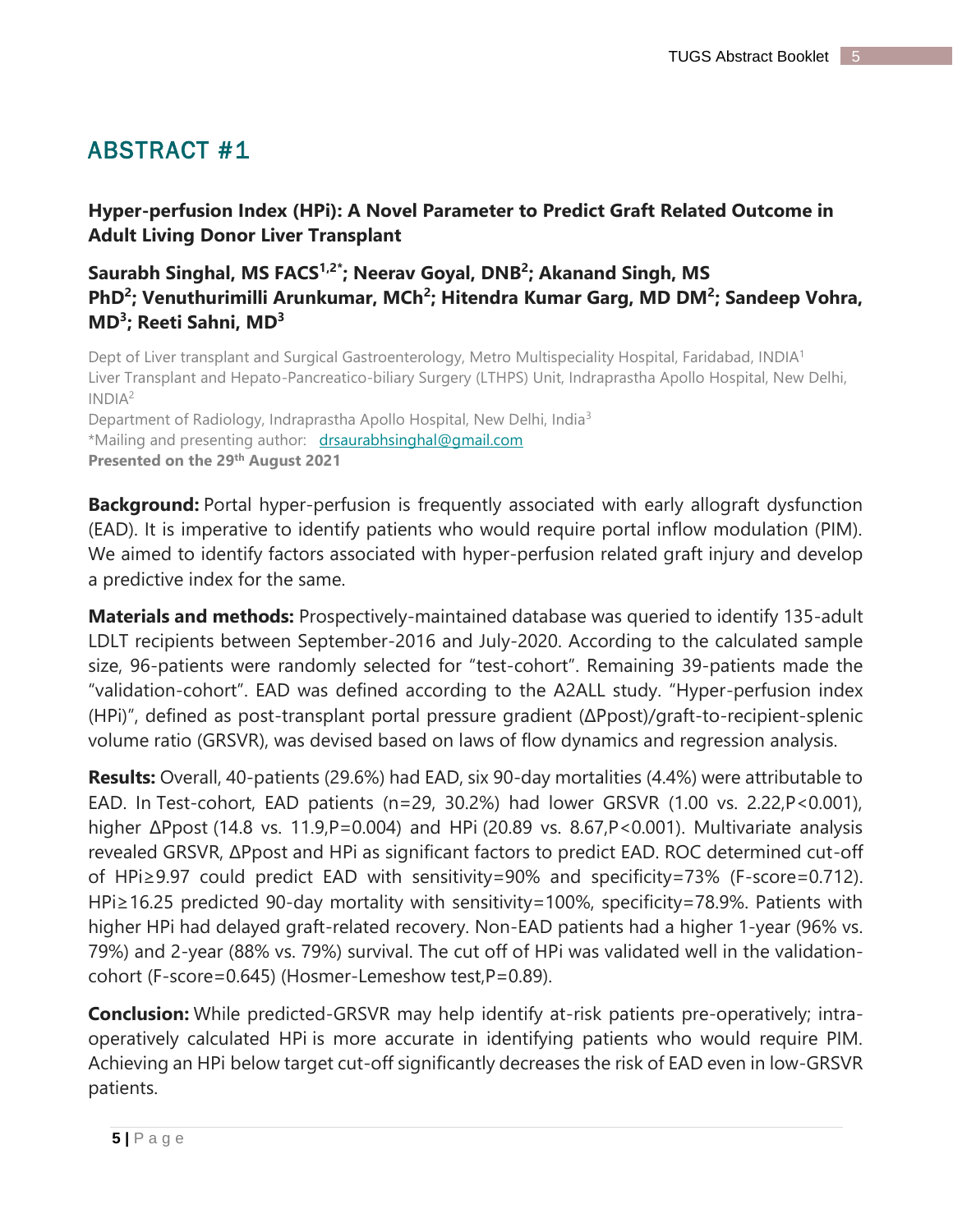# ABSTRACT #1

## Hyper-perfusion Index (HPi): A Novel Parameter to Predict Graft Related Outcome in Adult Living Donor Liver Transplant

### Saurabh Singhal, MS FACS[1,2*]; Neerav Goyal, DNB[2]; Akanand Singh, MS PhD[2]; Venuthurimilli Arunkumar, MCh[2]; Hitendra Kumar Garg, MD DM[2]; Sandeep Vohra, MD[3]; Reeti Sahni, MD[3]

Dept of Liver transplant and Surgical Gastroenterology, Metro Multispeciality Hospital, Faridabad, INDIA[1]
Liver Transplant and Hepato-Pancreatico-biliary Surgery (LTHPS) Unit, Indraprastha Apollo Hospital, New Delhi, INDIA[2]
Department of Radiology, Indraprastha Apollo Hospital, New Delhi, India[3]
*Mailing and presenting author: drsaurabhsinghal@gmail.com
**Presented on the 29th August 2021**

**Background:** Portal hyper-perfusion is frequently associated with early allograft dysfunction (EAD). It is imperative to identify patients who would require portal inflow modulation (PIM). We aimed to identify factors associated with hyper-perfusion related graft injury and develop a predictive index for the same.

**Materials and methods:** Prospectively-maintained database was queried to identify 135-adult LDLT recipients between September-2016 and July-2020. According to the calculated sample size, 96-patients were randomly selected for "test-cohort". Remaining 39-patients made the "validation-cohort". EAD was defined according to the A2ALL study. "Hyper-perfusion index (HPi)", defined as post-transplant portal pressure gradient ($\Delta$Ppost)/graft-to-recipient-splenic volume ratio (GRSVR), was devised based on laws of flow dynamics and regression analysis.

**Results:** Overall, 40-patients (29.6%) had EAD, six 90-day mortalities (4.4%) were attributable to EAD. In Test-cohort, EAD patients (n=29, 30.2%) had lower GRSVR (1.00 vs. 2.22, $P<0.001$), higher $\Delta$Ppost (14.8 vs. 11.9, $P=0.004$) and HPi (20.89 vs. 8.67, $P<0.001$). Multivariate analysis revealed GRSVR, $\Delta$Ppost and HPi as significant factors to predict EAD. ROC determined cut-off of HPi≥9.97 could predict EAD with sensitivity=90% and specificity=73% (F-score=0.712). HPi≥16.25 predicted 90-day mortality with sensitivity=100%, specificity=78.9%. Patients with higher HPi had delayed graft-related recovery. Non-EAD patients had a higher 1-year (96% vs. 79%) and 2-year (88% vs. 79%) survival. The cut off of HPi was validated well in the validation-cohort (F-score=0.645) (Hosmer-Lemeshow test, $P=0.89$).

**Conclusion:** While predicted-GRSVR may help identify at-risk patients pre-operatively; intra-operatively calculated HPi is more accurate in identifying patients who would require PIM. Achieving an HPi below target cut-off significantly decreases the risk of EAD even in low-GRSVR patients.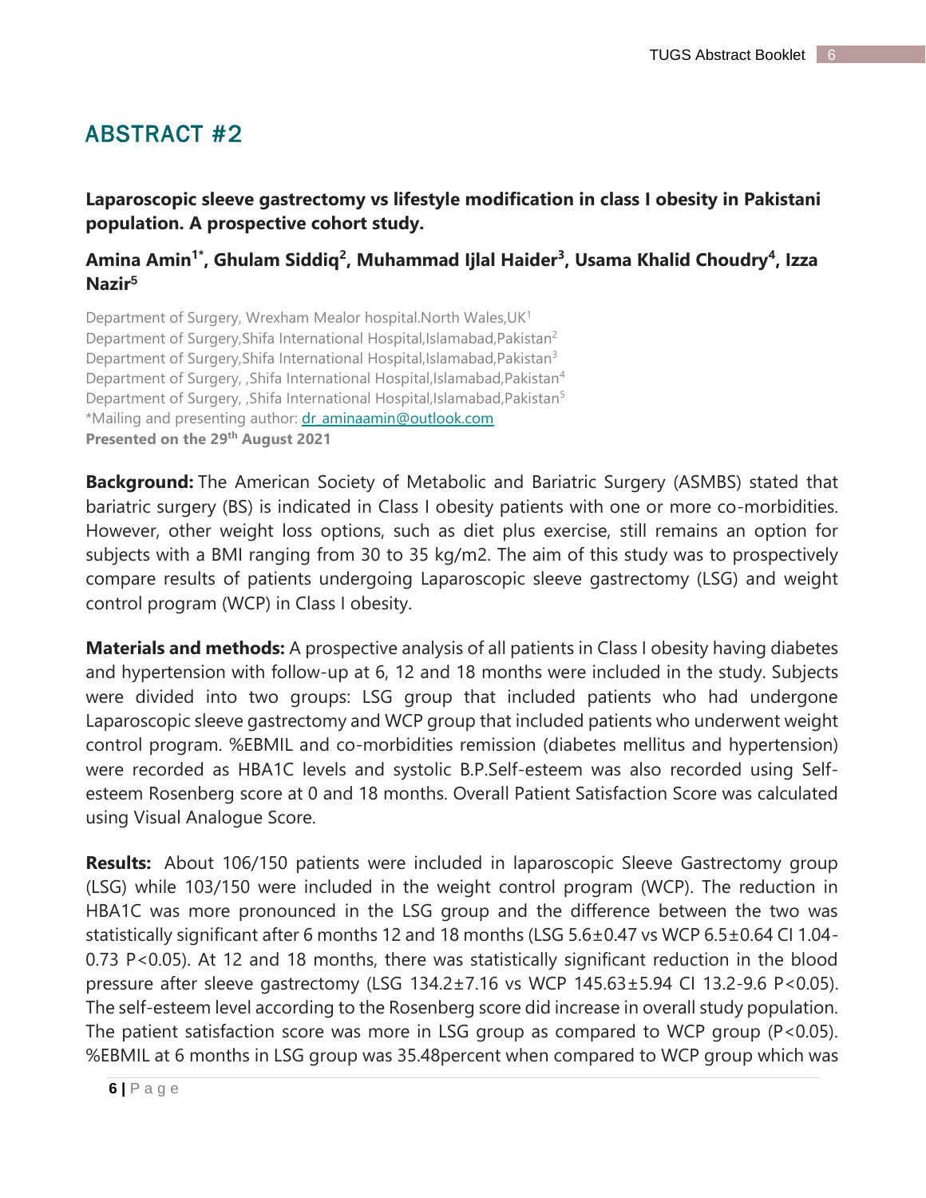## ABSTRACT #2

**Laparoscopic sleeve gastrectomy vs lifestyle modification in class I obesity in Pakistani population. A prospective cohort study.**

**Amina Amin[1*], Ghulam Siddiq[2], Muhammad Ijlal Haider[3], Usama Khalid Choudry[4], Izza Nazir[5]**

Department of Surgery, Wrexham Mealor hospital.North Wales,UK[1]
Department of Surgery,Shifa International Hospital,Islamabad,Pakistan[2]
Department of Surgery,Shifa International Hospital,Islamabad,Pakistan[3]
Department of Surgery, ,Shifa International Hospital,Islamabad,Pakistan[4]
Department of Surgery, ,Shifa International Hospital,Islamabad,Pakistan[5]
*Mailing and presenting author: dr_aminaamin@outlook.com
**Presented on the 29th August 2021**

**Background:** The American Society of Metabolic and Bariatric Surgery (ASMBS) stated that bariatric surgery (BS) is indicated in Class I obesity patients with one or more co-morbidities. However, other weight loss options, such as diet plus exercise, still remains an option for subjects with a BMI ranging from 30 to 35 kg/m2. The aim of this study was to prospectively compare results of patients undergoing Laparoscopic sleeve gastrectomy (LSG) and weight control program (WCP) in Class I obesity.

**Materials and methods:** A prospective analysis of all patients in Class I obesity having diabetes and hypertension with follow-up at 6, 12 and 18 months were included in the study. Subjects were divided into two groups: LSG group that included patients who had undergone Laparoscopic sleeve gastrectomy and WCP group that included patients who underwent weight control program. %EBMIL and co-morbidities remission (diabetes mellitus and hypertension) were recorded as HBA1C levels and systolic B.P.Self-esteem was also recorded using Self-esteem Rosenberg score at 0 and 18 months. Overall Patient Satisfaction Score was calculated using Visual Analogue Score.

**Results:** About 106/150 patients were included in laparoscopic Sleeve Gastrectomy group (LSG) while 103/150 were included in the weight control program (WCP). The reduction in HBA1C was more pronounced in the LSG group and the difference between the two was statistically significant after 6 months 12 and 18 months (LSG 5.6±0.47 vs WCP 6.5±0.64 CI 1.04-0.73 P<0.05). At 12 and 18 months, there was statistically significant reduction in the blood pressure after sleeve gastrectomy (LSG 134.2±7.16 vs WCP 145.63±5.94 CI 13.2-9.6 P<0.05). The self-esteem level according to the Rosenberg score did increase in overall study population. The patient satisfaction score was more in LSG group as compared to WCP group (P<0.05). %EBMIL at 6 months in LSG group was 35.48percent when compared to WCP group which was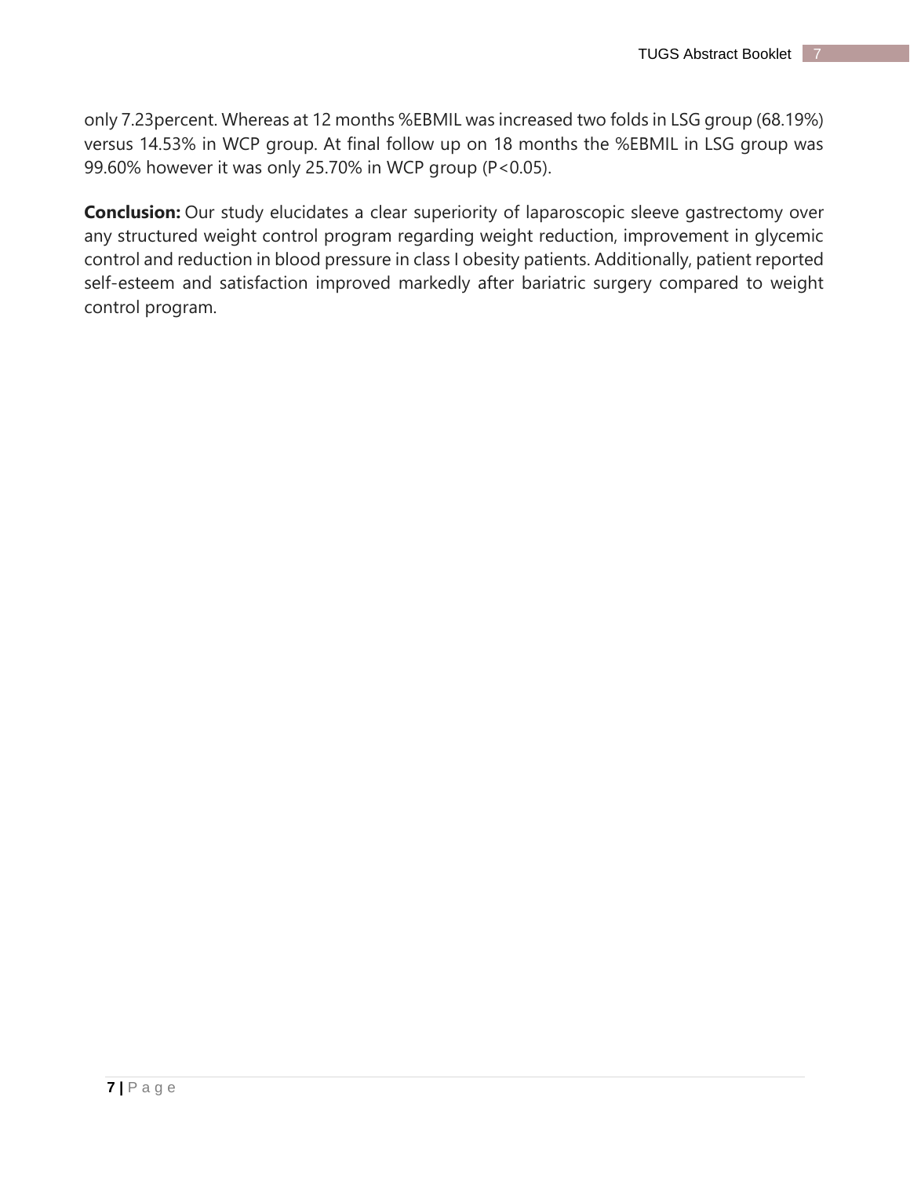only 7.23percent. Whereas at 12 months %EBMIL was increased two folds in LSG group (68.19%) versus 14.53% in WCP group. At final follow up on 18 months the %EBMIL in LSG group was 99.60% however it was only 25.70% in WCP group ($P<0.05$).

**Conclusion:** Our study elucidates a clear superiority of laparoscopic sleeve gastrectomy over any structured weight control program regarding weight reduction, improvement in glycemic control and reduction in blood pressure in class I obesity patients. Additionally, patient reported self-esteem and satisfaction improved markedly after bariatric surgery compared to weight control program.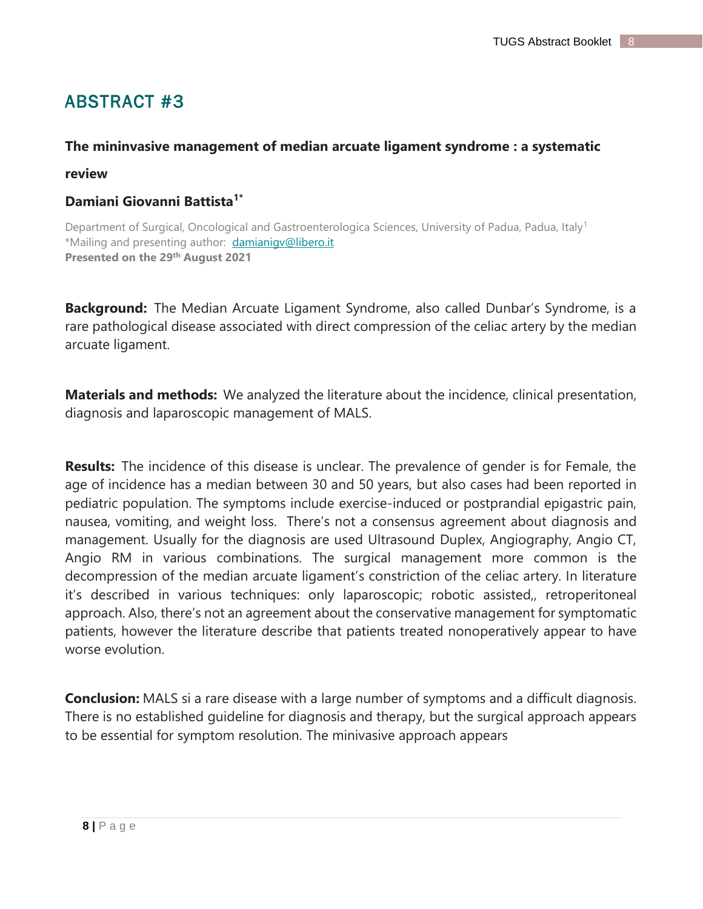## ABSTRACT #3

**The mininvasive management of median arcuate ligament syndrome : a systematic review**

**Damiani Giovanni Battista[1*]**

Department of Surgical, Oncological and Gastroenterologica Sciences, University of Padua, Padua, Italy[1]
*Mailing and presenting author: damianigv@libero.it
**Presented on the 29th August 2021**

**Background:** The Median Arcuate Ligament Syndrome, also called Dunbar's Syndrome, is a rare pathological disease associated with direct compression of the celiac artery by the median arcuate ligament.

**Materials and methods:** We analyzed the literature about the incidence, clinical presentation, diagnosis and laparoscopic management of MALS.

**Results:** The incidence of this disease is unclear. The prevalence of gender is for Female, the age of incidence has a median between 30 and 50 years, but also cases had been reported in pediatric population. The symptoms include exercise-induced or postprandial epigastric pain, nausea, vomiting, and weight loss. There's not a consensus agreement about diagnosis and management. Usually for the diagnosis are used Ultrasound Duplex, Angiography, Angio CT, Angio RM in various combinations. The surgical management more common is the decompression of the median arcuate ligament's constriction of the celiac artery. In literature it's described in various techniques: only laparoscopic; robotic assisted,, retroperitoneal approach. Also, there's not an agreement about the conservative management for symptomatic patients, however the literature describe that patients treated nonoperatively appear to have worse evolution.

**Conclusion:** MALS si a rare disease with a large number of symptoms and a difficult diagnosis. There is no established guideline for diagnosis and therapy, but the surgical approach appears to be essential for symptom resolution. The minivasive approach appears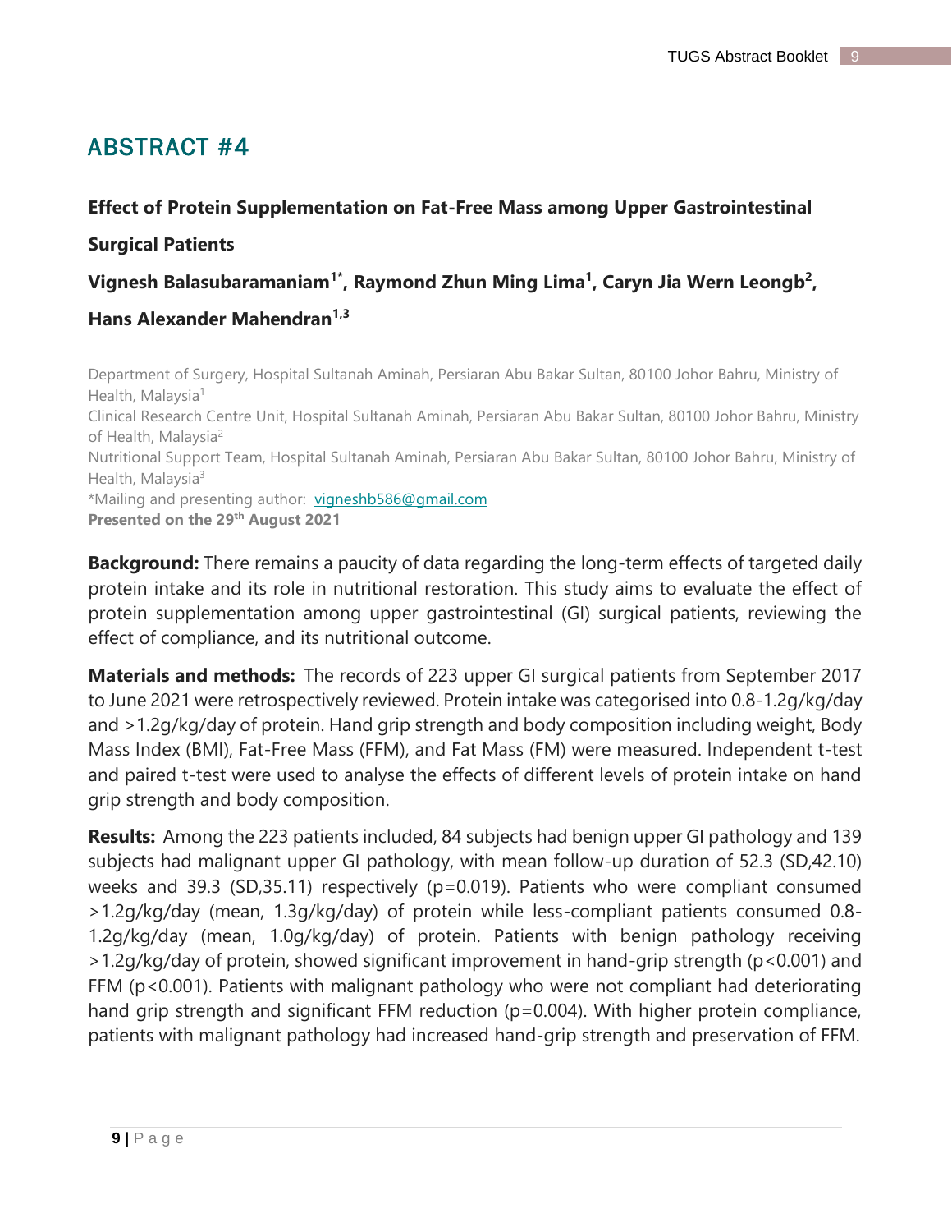# ABSTRACT #4

**Effect of Protein Supplementation on Fat-Free Mass among Upper Gastrointestinal Surgical Patients**

**Vignesh Balasubaramaniam[1*], Raymond Zhun Ming Lima[1], Caryn Jia Wern Leongb[2], Hans Alexander Mahendran[1,3]**

Department of Surgery, Hospital Sultanah Aminah, Persiaran Abu Bakar Sultan, 80100 Johor Bahru, Ministry of Health, Malaysia[1]
Clinical Research Centre Unit, Hospital Sultanah Aminah, Persiaran Abu Bakar Sultan, 80100 Johor Bahru, Ministry of Health, Malaysia[2]
Nutritional Support Team, Hospital Sultanah Aminah, Persiaran Abu Bakar Sultan, 80100 Johor Bahru, Ministry of Health, Malaysia[3]
*Mailing and presenting author: vigneshb586@gmail.com
**Presented on the 29th August 2021**

**Background:** There remains a paucity of data regarding the long-term effects of targeted daily protein intake and its role in nutritional restoration. This study aims to evaluate the effect of protein supplementation among upper gastrointestinal (GI) surgical patients, reviewing the effect of compliance, and its nutritional outcome.

**Materials and methods:** The records of 223 upper GI surgical patients from September 2017 to June 2021 were retrospectively reviewed. Protein intake was categorised into 0.8-1.2g/kg/day and >1.2g/kg/day of protein. Hand grip strength and body composition including weight, Body Mass Index (BMI), Fat-Free Mass (FFM), and Fat Mass (FM) were measured. Independent t-test and paired t-test were used to analyse the effects of different levels of protein intake on hand grip strength and body composition.

**Results:** Among the 223 patients included, 84 subjects had benign upper GI pathology and 139 subjects had malignant upper GI pathology, with mean follow-up duration of 52.3 (SD,42.10) weeks and 39.3 (SD,35.11) respectively ($p=0.019$). Patients who were compliant consumed >1.2g/kg/day (mean, 1.3g/kg/day) of protein while less-compliant patients consumed 0.8-1.2g/kg/day (mean, 1.0g/kg/day) of protein. Patients with benign pathology receiving >1.2g/kg/day of protein, showed significant improvement in hand-grip strength ($p<0.001$) and FFM ($p<0.001$). Patients with malignant pathology who were not compliant had deteriorating hand grip strength and significant FFM reduction ($p=0.004$). With higher protein compliance, patients with malignant pathology had increased hand-grip strength and preservation of FFM.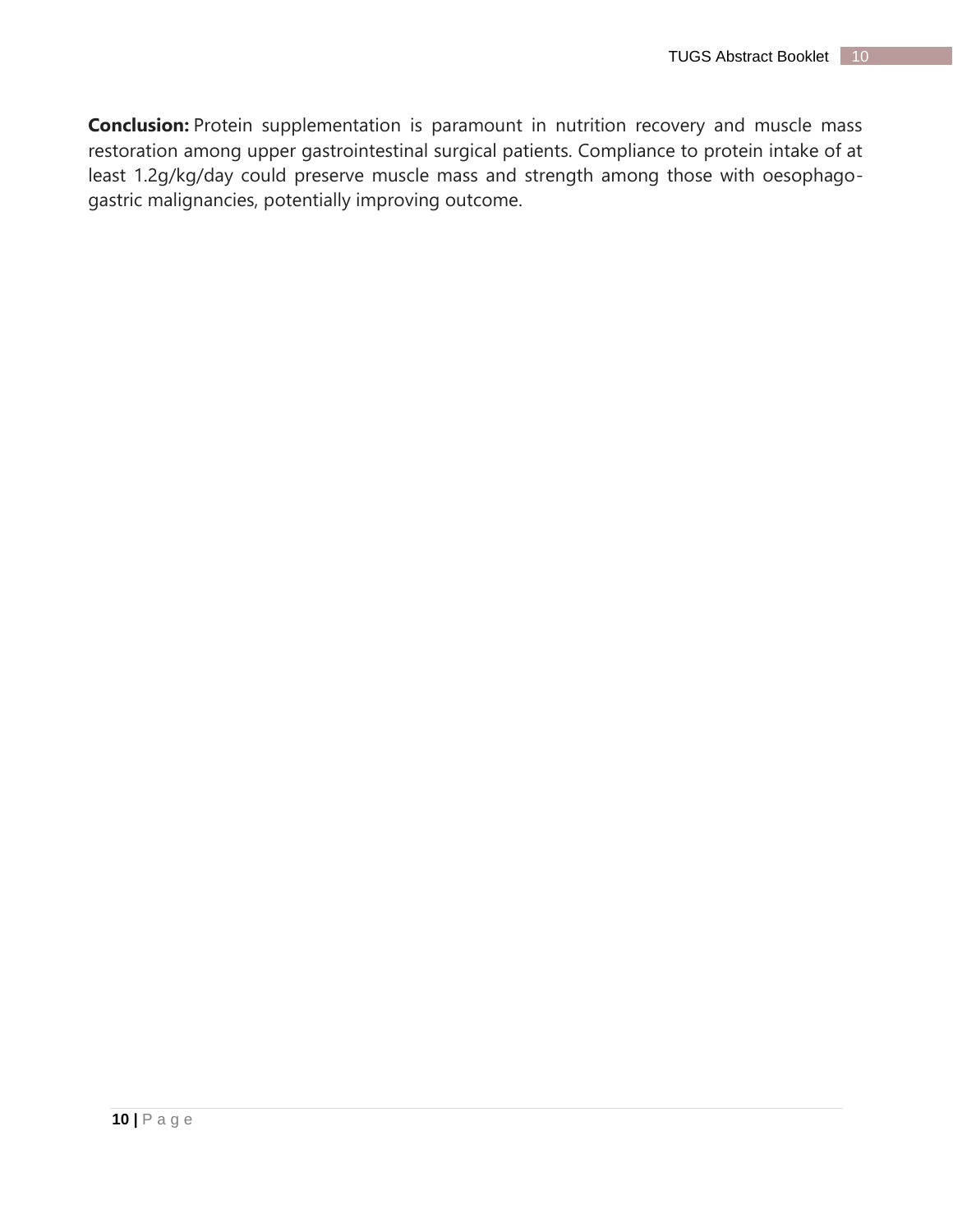**Conclusion:** Protein supplementation is paramount in nutrition recovery and muscle mass restoration among upper gastrointestinal surgical patients. Compliance to protein intake of at least 1.2g/kg/day could preserve muscle mass and strength among those with oesophago-gastric malignancies, potentially improving outcome.